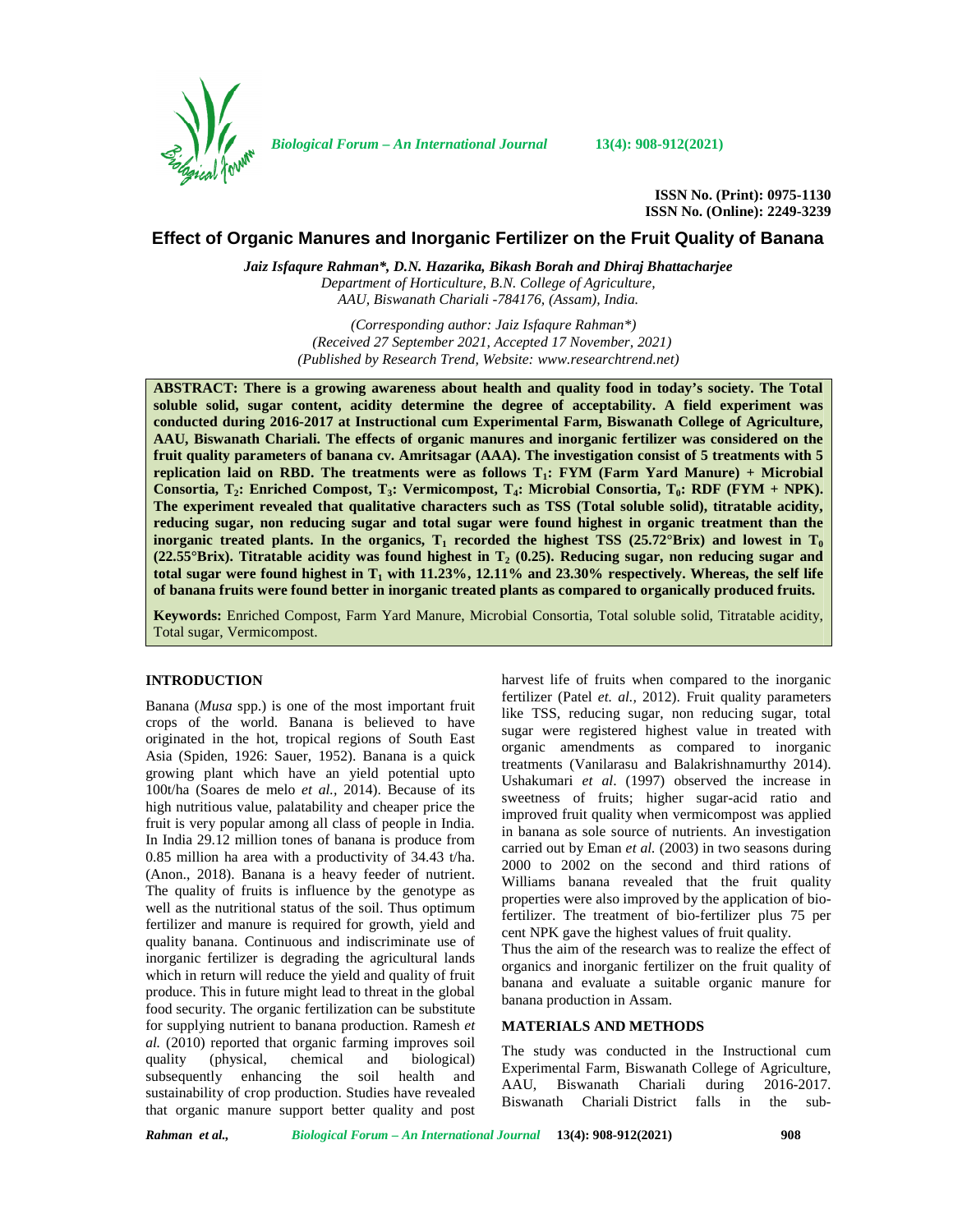# Effect of Organic Manures and Inorganic Fertilizer on the Fruit Quality of Banana

***Jaiz Isfaqure Rahman\*, D.N. Hazarika, Bikash Borah and Dhiraj Bhattacharjee***
*Department of Horticulture, B.N. College of Agriculture,*
*AAU, Biswanath Chariali -784176, (Assam), India.*

*(Corresponding author: Jaiz Isfaqure Rahman\*)*
*(Received 27 September 2021, Accepted 17 November, 2021)*
*(Published by Research Trend, Website: www.researchtrend.net)*

**ABSTRACT: There is a growing awareness about health and quality food in today's society. The Total soluble solid, sugar content, acidity determine the degree of acceptability. A field experiment was conducted during 2016-2017 at Instructional cum Experimental Farm, Biswanath College of Agriculture, AAU, Biswanath Chariali. The effects of organic manures and inorganic fertilizer was considered on the fruit quality parameters of banana cv. Amritsagar (AAA). The investigation consist of 5 treatments with 5 replication laid on RBD. The treatments were as follows $T_1$: FYM (Farm Yard Manure) + Microbial Consortia, $T_2$: Enriched Compost, $T_3$: Vermicompost, $T_4$: Microbial Consortia, $T_0$: RDF (FYM + NPK). The experiment revealed that qualitative characters such as TSS (Total soluble solid), titratable acidity, reducing sugar, non reducing sugar and total sugar were found highest in organic treatment than the inorganic treated plants. In the organics, $T_1$ recorded the highest TSS (25.72°Brix) and lowest in $T_0$ (22.55°Brix). Titratable acidity was found highest in $T_2$ (0.25). Reducing sugar, non reducing sugar and total sugar were found highest in $T_1$ with 11.23%, 12.11% and 23.30% respectively. Whereas, the self life of banana fruits were found better in inorganic treated plants as compared to organically produced fruits.**

**Keywords:** Enriched Compost, Farm Yard Manure, Microbial Consortia, Total soluble solid, Titratable acidity, Total sugar, Vermicompost.

## INTRODUCTION

Banana (*Musa* spp.) is one of the most important fruit crops of the world. Banana is believed to have originated in the hot, tropical regions of South East Asia (Spiden, 1926: Sauer, 1952). Banana is a quick growing plant which have an yield potential upto 100t/ha (Soares de melo *et al.,* 2014). Because of its high nutritious value, palatability and cheaper price the fruit is very popular among all class of people in India. In India 29.12 million tones of banana is produce from 0.85 million ha area with a productivity of 34.43 t/ha. (Anon., 2018). Banana is a heavy feeder of nutrient. The quality of fruits is influence by the genotype as well as the nutritional status of the soil. Thus optimum fertilizer and manure is required for growth, yield and quality banana. Continuous and indiscriminate use of inorganic fertilizer is degrading the agricultural lands which in return will reduce the yield and quality of fruit produce. This in future might lead to threat in the global food security. The organic fertilization can be substitute for supplying nutrient to banana production. Ramesh *et al.* (2010) reported that organic farming improves soil quality (physical, chemical and biological) subsequently enhancing the soil health and sustainability of crop production. Studies have revealed that organic manure support better quality and post harvest life of fruits when compared to the inorganic fertilizer (Patel *et. al.,* 2012). Fruit quality parameters like TSS, reducing sugar, non reducing sugar, total sugar were registered highest value in treated with organic amendments as compared to inorganic treatments (Vanilarasu and Balakrishnamurthy 2014). Ushakumari *et al*. (1997) observed the increase in sweetness of fruits; higher sugar-acid ratio and improved fruit quality when vermicompost was applied in banana as sole source of nutrients. An investigation carried out by Eman *et al.* (2003) in two seasons during 2000 to 2002 on the second and third rations of Williams banana revealed that the fruit quality properties were also improved by the application of bio-fertilizer. The treatment of bio-fertilizer plus 75 per cent NPK gave the highest values of fruit quality.

Thus the aim of the research was to realize the effect of organics and inorganic fertilizer on the fruit quality of banana and evaluate a suitable organic manure for banana production in Assam.

## MATERIALS AND METHODS

The study was conducted in the Instructional cum Experimental Farm, Biswanath College of Agriculture, AAU, Biswanath Chariali during 2016-2017. Biswanath Chariali District falls in the sub-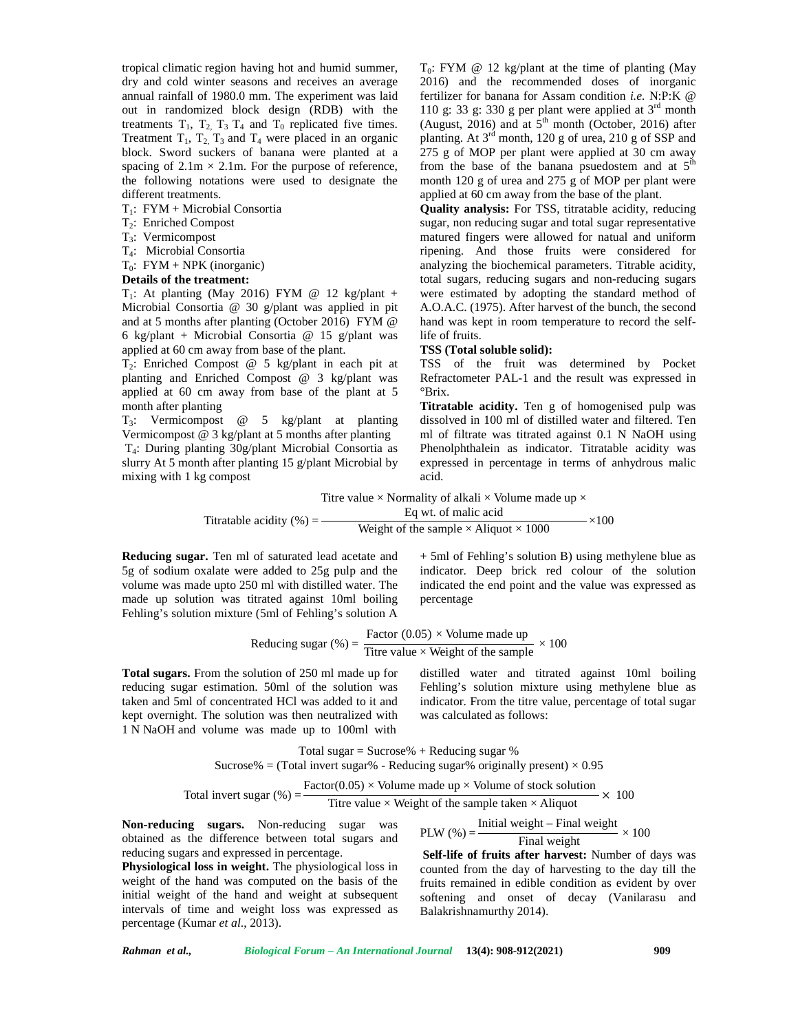tropical climatic region having hot and humid summer, dry and cold winter seasons and receives an average annual rainfall of 1980.0 mm. The experiment was laid out in randomized block design (RDB) with the treatments $T_1$, $T_2$, $T_3$ $T_4$ and $T_0$ replicated five times. Treatment $T_1$, $T_2$, $T_3$ and $T_4$ were placed in an organic block. Sword suckers of banana were planted at a spacing of 2.1m × 2.1m. For the purpose of reference, the following notations were used to designate the different treatments.

$T_1$: FYM + Microbial Consortia

$T_2$: Enriched Compost

$T_3$: Vermicompost

$T_4$: Microbial Consortia

$T_0$: FYM + NPK (inorganic)

**Details of the treatment:**

$T_1$: At planting (May 2016) FYM @ 12 kg/plant + Microbial Consortia @ 30 g/plant was applied in pit and at 5 months after planting (October 2016) FYM @ 6 kg/plant + Microbial Consortia @ 15 g/plant was applied at 60 cm away from base of the plant.

$T_2$: Enriched Compost @ 5 kg/plant in each pit at planting and Enriched Compost @ 3 kg/plant was applied at 60 cm away from base of the plant at 5 month after planting

$T_3$: Vermicompost @ 5 kg/plant at planting Vermicompost @ 3 kg/plant at 5 months after planting

$T_4$: During planting 30g/plant Microbial Consortia as slurry At 5 month after planting 15 g/plant Microbial by mixing with 1 kg compost

$T_0$: FYM @ 12 kg/plant at the time of planting (May 2016) and the recommended doses of inorganic fertilizer for banana for Assam condition *i.e.* N:P:K @ 110 g: 33 g: 330 g per plant were applied at 3rd month (August, 2016) and at 5th month (October, 2016) after planting. At 3rd month, 120 g of urea, 210 g of SSP and 275 g of MOP per plant were applied at 30 cm away from the base of the banana psuedostem and at 5th month 120 g of urea and 275 g of MOP per plant were applied at 60 cm away from the base of the plant.

**Quality analysis:** For TSS, titratable acidity, reducing sugar, non reducing sugar and total sugar representative matured fingers were allowed for natual and uniform ripening. And those fruits were considered for analyzing the biochemical parameters. Titrable acidity, total sugars, reducing sugars and non-reducing sugars were estimated by adopting the standard method of A.O.A.C. (1975). After harvest of the bunch, the second hand was kept in room temperature to record the self-life of fruits.

**TSS (Total soluble solid):**

TSS of the fruit was determined by Pocket Refractometer PAL-1 and the result was expressed in °Brix.

**Titratable acidity.** Ten g of homogenised pulp was dissolved in 100 ml of distilled water and filtered. Ten ml of filtrate was titrated against 0.1 N NaOH using Phenolphthalein as indicator. Titratable acidity was expressed in percentage in terms of anhydrous malic acid.

$$\text{Titratable acidity (\%)} = \frac{\text{Titre value} \times \text{Normality of alkali} \times \text{Volume made up} \times \text{Eq wt. of malic acid}}{\text{Weight of the sample} \times \text{Aliquot} \times 1000} \times 100$$

**Reducing sugar.** Ten ml of saturated lead acetate and 5g of sodium oxalate were added to 25g pulp and the volume was made upto 250 ml with distilled water. The made up solution was titrated against 10ml boiling Fehling's solution mixture (5ml of Fehling's solution A + 5ml of Fehling's solution B) using methylene blue as indicator. Deep brick red colour of the solution indicated the end point and the value was expressed as percentage

$$\text{Reducing sugar (\%)} = \frac{\text{Factor (0.05)} \times \text{Volume made up}}{\text{Titre value} \times \text{Weight of the sample}} \times 100$$

**Total sugars.** From the solution of 250 ml made up for reducing sugar estimation. 50ml of the solution was taken and 5ml of concentrated HCl was added to it and kept overnight. The solution was then neutralized with 1 N NaOH and volume was made up to 100ml with distilled water and titrated against 10ml boiling Fehling's solution mixture using methylene blue as indicator. From the titre value, percentage of total sugar was calculated as follows:

$$\text{Total sugar} = \text{Sucrose\%} + \text{Reducing sugar \%}$$

$$\text{Sucrose\%} = (\text{Total invert sugar\%} - \text{Reducing sugar\% originally present}) \times 0.95$$

$$\text{Total invert sugar (\%)} = \frac{\text{Factor(0.05)} \times \text{Volume made up} \times \text{Volume of stock solution}}{\text{Titre value} \times \text{Weight of the sample taken} \times \text{Aliquot}} \times 100$$

**Non-reducing sugars.** Non-reducing sugar was obtained as the difference between total sugars and reducing sugars and expressed in percentage.

**Physiological loss in weight.** The physiological loss in weight of the hand was computed on the basis of the initial weight of the hand and weight at subsequent intervals of time and weight loss was expressed as percentage (Kumar *et al*., 2013).

$$\text{PLW (\%)} = \frac{\text{Initial weight} - \text{Final weight}}{\text{Final weight}} \times 100$$

**Self-life of fruits after harvest:** Number of days was counted from the day of harvesting to the day till the fruits remained in edible condition as evident by over softening and onset of decay (Vanilarasu and Balakrishnamurthy 2014).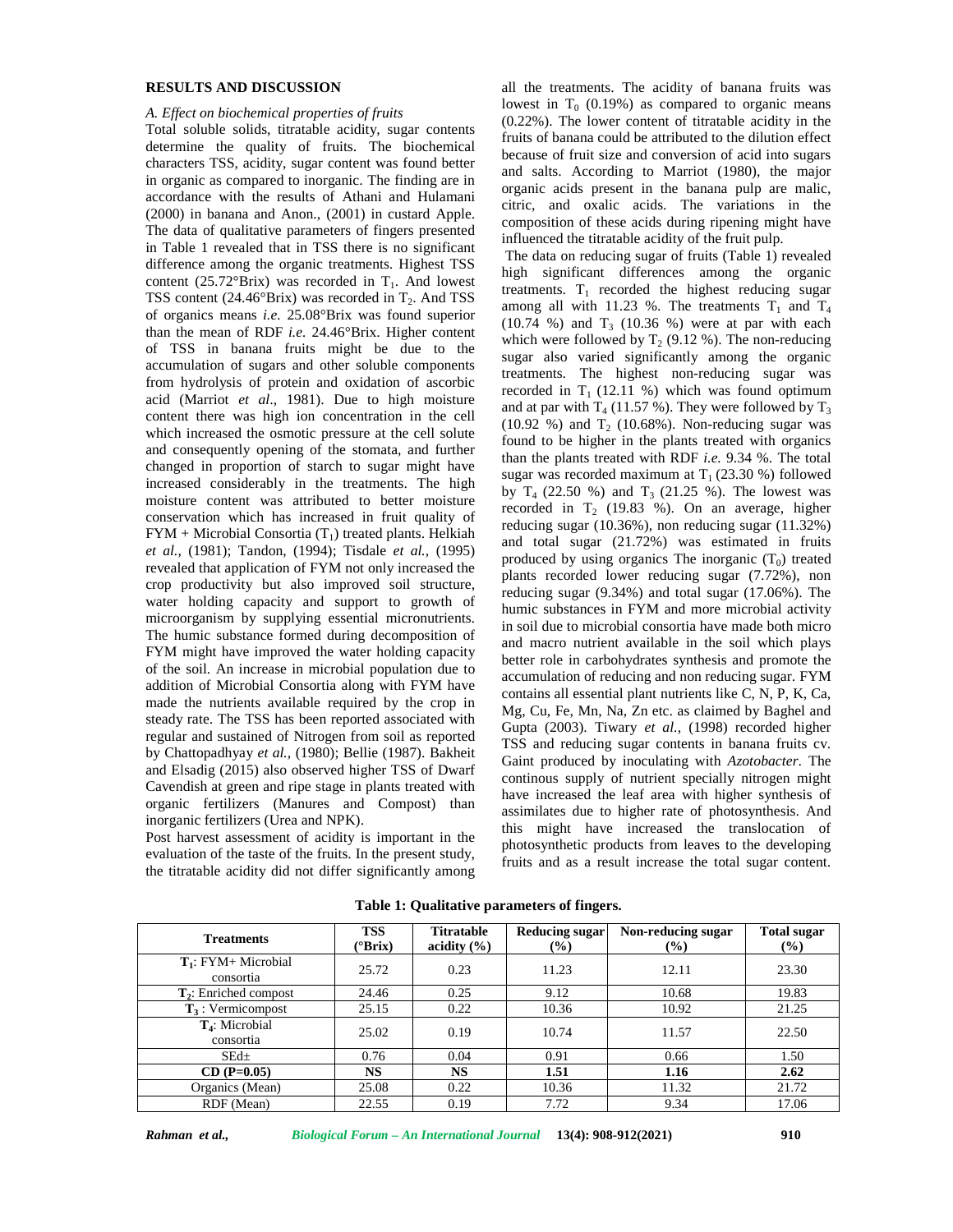## RESULTS AND DISCUSSION

### A. Effect on biochemical properties of fruits

Total soluble solids, titratable acidity, sugar contents determine the quality of fruits. The biochemical characters TSS, acidity, sugar content was found better in organic as compared to inorganic. The finding are in accordance with the results of Athani and Hulamani (2000) in banana and Anon., (2001) in custard Apple. The data of qualitative parameters of fingers presented in Table 1 revealed that in TSS there is no significant difference among the organic treatments. Highest TSS content (25.72°Brix) was recorded in $T_1$. And lowest TSS content (24.46°Brix) was recorded in $T_2$. And TSS of organics means *i.e.* 25.08°Brix was found superior than the mean of RDF *i.e.* 24.46°Brix. Higher content of TSS in banana fruits might be due to the accumulation of sugars and other soluble components from hydrolysis of protein and oxidation of ascorbic acid (Marriot *et al*., 1981). Due to high moisture content there was high ion concentration in the cell which increased the osmotic pressure at the cell solute and consequently opening of the stomata, and further changed in proportion of starch to sugar might have increased considerably in the treatments. The high moisture content was attributed to better moisture conservation which has increased in fruit quality of FYM + Microbial Consortia ($T_1$) treated plants. Helkiah *et al.*, (1981); Tandon, (1994); Tisdale *et al.*, (1995) revealed that application of FYM not only increased the crop productivity but also improved soil structure, water holding capacity and support to growth of microorganism by supplying essential micronutrients. The humic substance formed during decomposition of FYM might have improved the water holding capacity of the soil. An increase in microbial population due to addition of Microbial Consortia along with FYM have made the nutrients available required by the crop in steady rate. The TSS has been reported associated with regular and sustained of Nitrogen from soil as reported by Chattopadhyay *et al.,* (1980); Bellie (1987). Bakheit and Elsadig (2015) also observed higher TSS of Dwarf Cavendish at green and ripe stage in plants treated with organic fertilizers (Manures and Compost) than inorganic fertilizers (Urea and NPK).

Post harvest assessment of acidity is important in the evaluation of the taste of the fruits. In the present study, the titratable acidity did not differ significantly among all the treatments. The acidity of banana fruits was lowest in $T_0$ (0.19%) as compared to organic means (0.22%). The lower content of titratable acidity in the fruits of banana could be attributed to the dilution effect because of fruit size and conversion of acid into sugars and salts. According to Marriot (1980), the major organic acids present in the banana pulp are malic, citric, and oxalic acids. The variations in the composition of these acids during ripening might have influenced the titratable acidity of the fruit pulp.

The data on reducing sugar of fruits (Table 1) revealed high significant differences among the organic treatments. $T_1$ recorded the highest reducing sugar among all with 11.23 %. The treatments $T_1$ and $T_4$ (10.74 %) and $T_3$ (10.36 %) were at par with each which were followed by $T_2$ (9.12 %). The non-reducing sugar also varied significantly among the organic treatments. The highest non-reducing sugar was recorded in $T_1$ (12.11 %) which was found optimum and at par with $T_4$ (11.57 %). They were followed by $T_3$ (10.92 %) and $T_2$ (10.68%). Non-reducing sugar was found to be higher in the plants treated with organics than the plants treated with RDF *i.e.* 9.34 %. The total sugar was recorded maximum at $T_1$ (23.30 %) followed by $T_4$ (22.50 %) and $T_3$ (21.25 %). The lowest was recorded in $T_2$ (19.83 %). On an average, higher reducing sugar (10.36%), non reducing sugar (11.32%) and total sugar (21.72%) was estimated in fruits produced by using organics The inorganic ($T_0$) treated plants recorded lower reducing sugar (7.72%), non reducing sugar (9.34%) and total sugar (17.06%). The humic substances in FYM and more microbial activity in soil due to microbial consortia have made both micro and macro nutrient available in the soil which plays better role in carbohydrates synthesis and promote the accumulation of reducing and non reducing sugar. FYM contains all essential plant nutrients like C, N, P, K, Ca, Mg, Cu, Fe, Mn, Na, Zn etc. as claimed by Baghel and Gupta (2003). Tiwary *et al.*, (1998) recorded higher TSS and reducing sugar contents in banana fruits cv. Gaint produced by inoculating with *Azotobacter*. The continous supply of nutrient specially nitrogen might have increased the leaf area with higher synthesis of assimilates due to higher rate of photosynthesis. And this might have increased the translocation of photosynthetic products from leaves to the developing fruits and as a result increase the total sugar content.

**Table 1: Qualitative parameters of fingers.**

| Treatments | TSS (°Brix) | Titratable acidity (%) | Reducing sugar (%) | Non-reducing sugar (%) | Total sugar (%) |
|---|---|---|---|---|---|
| **$T_1$**: FYM+ Microbial consortia | 25.72 | 0.23 | 11.23 | 12.11 | 23.30 |
| **$T_2$**: Enriched compost | 24.46 | 0.25 | 9.12 | 10.68 | 19.83 |
| **$T_3$** : Vermicompost | 25.15 | 0.22 | 10.36 | 10.92 | 21.25 |
| **$T_4$**: Microbial consortia | 25.02 | 0.19 | 10.74 | 11.57 | 22.50 |
| SEd± | 0.76 | 0.04 | 0.91 | 0.66 | 1.50 |
| **CD (P=0.05)** | **NS** | **NS** | **1.51** | **1.16** | **2.62** |
| Organics (Mean) | 25.08 | 0.22 | 10.36 | 11.32 | 21.72 |
| RDF (Mean) | 22.55 | 0.19 | 7.72 | 9.34 | 17.06 |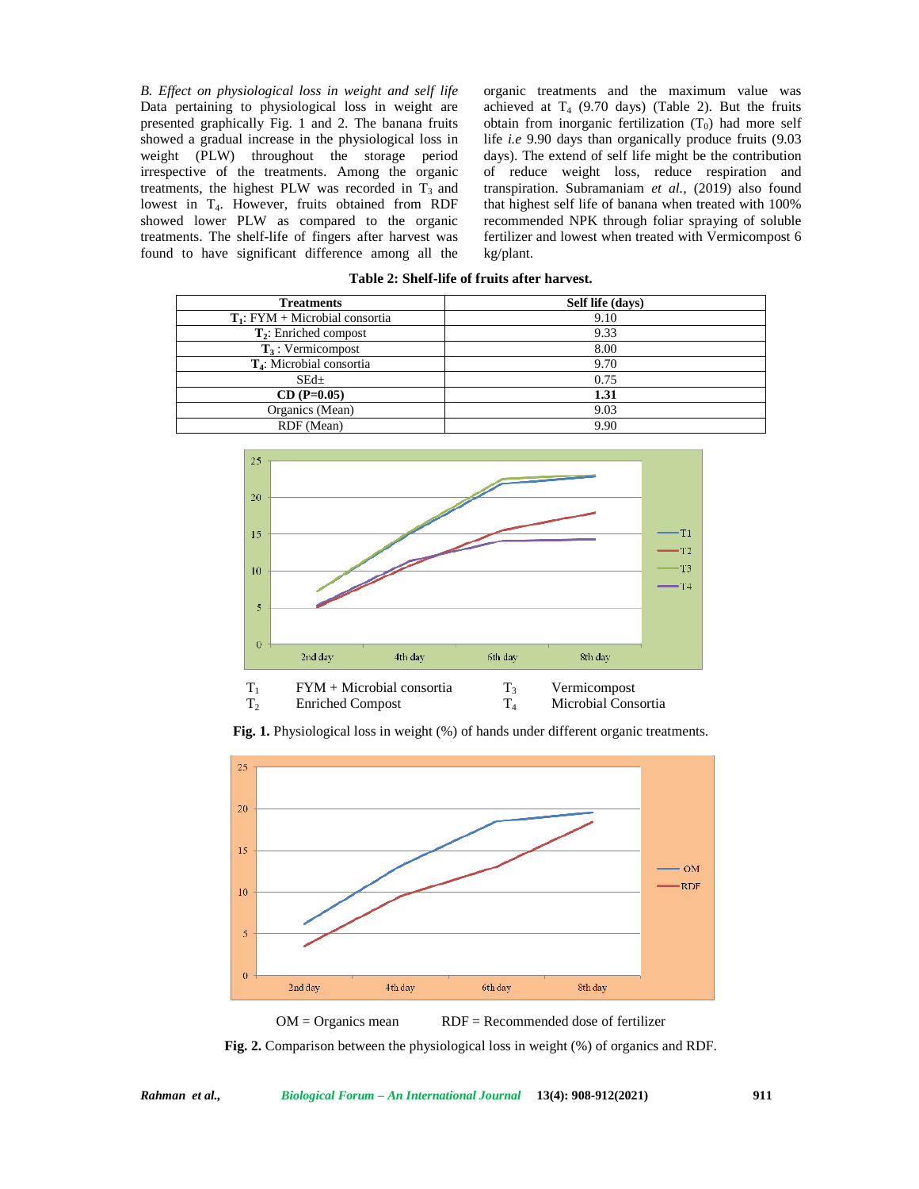*B. Effect on physiological loss in weight and self life*

Data pertaining to physiological loss in weight are presented graphically Fig. 1 and 2. The banana fruits showed a gradual increase in the physiological loss in weight (PLW) throughout the storage period irrespective of the treatments. Among the organic treatments, the highest PLW was recorded in $T_3$ and lowest in $T_4$. However, fruits obtained from RDF showed lower PLW as compared to the organic treatments. The shelf-life of fingers after harvest was found to have significant difference among all the organic treatments and the maximum value was achieved at $T_4$ (9.70 days) (Table 2). But the fruits obtain from inorganic fertilization ($T_0$) had more self life *i.e* 9.90 days than organically produce fruits (9.03 days). The extend of self life might be the contribution of reduce weight loss, reduce respiration and transpiration. Subramaniam *et al.,* (2019) also found that highest self life of banana when treated with 100% recommended NPK through foliar spraying of soluble fertilizer and lowest when treated with Vermicompost 6 kg/plant.

**Table 2: Shelf-life of fruits after harvest.**

| Treatments | Self life (days) |
|---|---|
| $T_1$: FYM + Microbial consortia | 9.10 |
| $T_2$: Enriched compost | 9.33 |
| $T_3$ : Vermicompost | 8.00 |
| $T_4$: Microbial consortia | 9.70 |
| SEd± | 0.75 |
| **CD (P=0.05)** | **1.31** |
| Organics (Mean) | 9.03 |
| RDF (Mean) | 9.90 |

$T_1$ FYM + Microbial consortia; $T_2$ Enriched Compost; $T_3$ Vermicompost; $T_4$ Microbial Consortia

**Fig. 1.** Physiological loss in weight (%) of hands under different organic treatments.

OM = Organics mean; RDF = Recommended dose of fertilizer

**Fig. 2.** Comparison between the physiological loss in weight (%) of organics and RDF.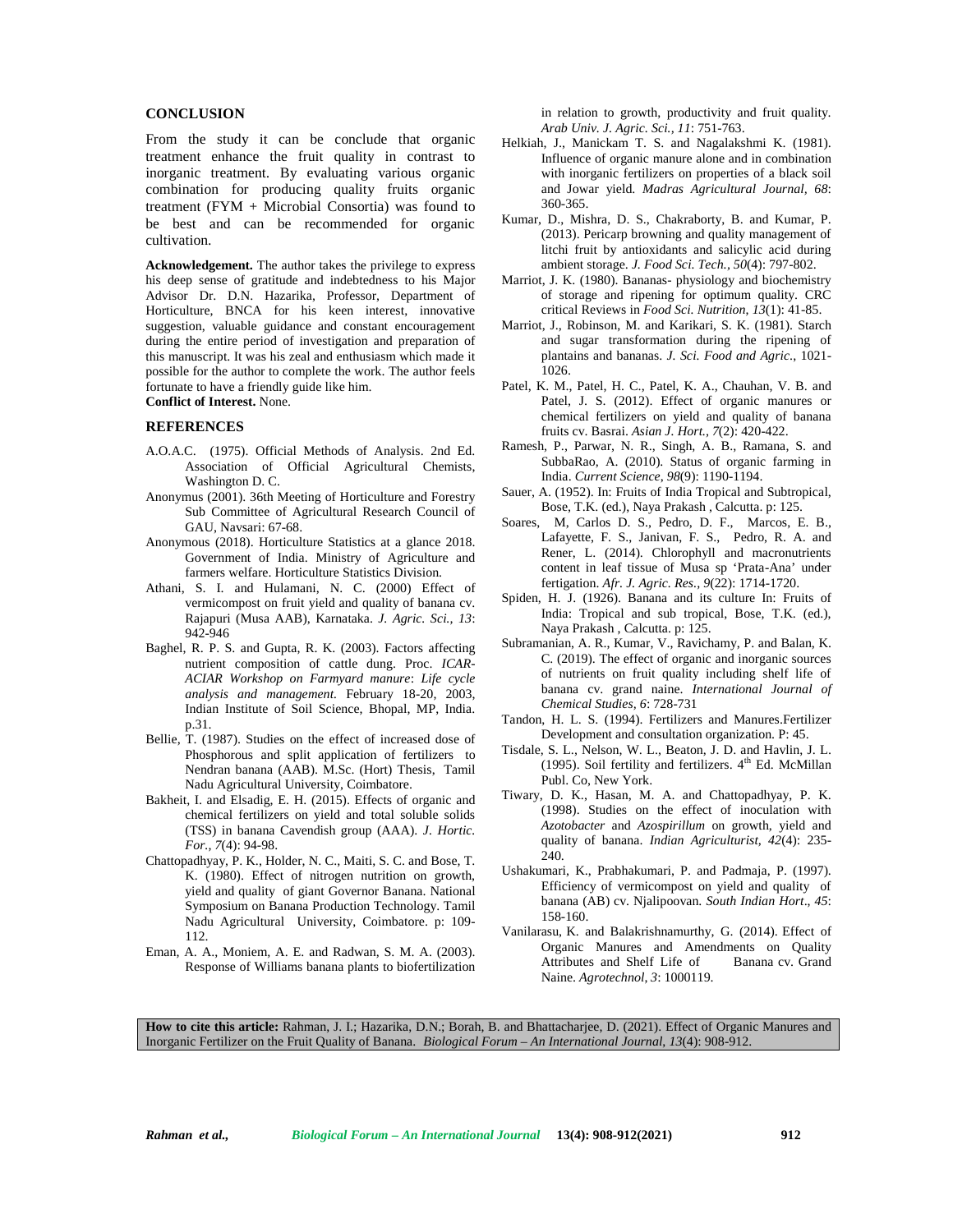## CONCLUSION

From the study it can be conclude that organic treatment enhance the fruit quality in contrast to inorganic treatment. By evaluating various organic combination for producing quality fruits organic treatment (FYM + Microbial Consortia) was found to be best and can be recommended for organic cultivation.

**Acknowledgement.** The author takes the privilege to express his deep sense of gratitude and indebtedness to his Major Advisor Dr. D.N. Hazarika, Professor, Department of Horticulture, BNCA for his keen interest, innovative suggestion, valuable guidance and constant encouragement during the entire period of investigation and preparation of this manuscript. It was his zeal and enthusiasm which made it possible for the author to complete the work. The author feels fortunate to have a friendly guide like him.

**Conflict of Interest.** None.

## REFERENCES

A.O.A.C. (1975). Official Methods of Analysis. 2nd Ed. Association of Official Agricultural Chemists, Washington D. C.

Anonymus (2001). 36th Meeting of Horticulture and Forestry Sub Committee of Agricultural Research Council of GAU, Navsari: 67-68.

Anonymous (2018). Horticulture Statistics at a glance 2018. Government of India. Ministry of Agriculture and farmers welfare. Horticulture Statistics Division.

Athani, S. I. and Hulamani, N. C. (2000) Effect of vermicompost on fruit yield and quality of banana cv. Rajapuri (Musa AAB), Karnataka. *J. Agric. Sci., 13*: 942-946

Baghel, R. P. S. and Gupta, R. K. (2003). Factors affecting nutrient composition of cattle dung. Proc. *ICAR-ACIAR Workshop on Farmyard manure*: *Life cycle analysis and management.* February 18-20, 2003, Indian Institute of Soil Science, Bhopal, MP, India. p.31.

Bellie, T. (1987). Studies on the effect of increased dose of Phosphorous and split application of fertilizers to Nendran banana (AAB). M.Sc. (Hort) Thesis, Tamil Nadu Agricultural University, Coimbatore.

Bakheit, I. and Elsadig, E. H. (2015). Effects of organic and chemical fertilizers on yield and total soluble solids (TSS) in banana Cavendish group (AAA). *J. Hortic. For., 7*(4): 94-98.

Chattopadhyay, P. K., Holder, N. C., Maiti, S. C. and Bose, T. K. (1980). Effect of nitrogen nutrition on growth, yield and quality of giant Governor Banana. National Symposium on Banana Production Technology. Tamil Nadu Agricultural University, Coimbatore. p: 109-112.

Eman, A. A., Moniem, A. E. and Radwan, S. M. A. (2003). Response of Williams banana plants to biofertilization in relation to growth, productivity and fruit quality. *Arab Univ. J. Agric. Sci., 11*: 751-763.

Helkiah, J., Manickam T. S. and Nagalakshmi K. (1981). Influence of organic manure alone and in combination with inorganic fertilizers on properties of a black soil and Jowar yield. *Madras Agricultural Journal, 68*: 360-365.

Kumar, D., Mishra, D. S., Chakraborty, B. and Kumar, P. (2013). Pericarp browning and quality management of litchi fruit by antioxidants and salicylic acid during ambient storage. *J. Food Sci. Tech., 50*(4): 797-802.

Marriot, J. K. (1980). Bananas- physiology and biochemistry of storage and ripening for optimum quality. CRC critical Reviews in *Food Sci. Nutrition, 13*(1): 41-85.

Marriot, J., Robinson, M. and Karikari, S. K. (1981). Starch and sugar transformation during the ripening of plantains and bananas. *J. Sci. Food and Agric*., 1021-1026.

Patel, K. M., Patel, H. C., Patel, K. A., Chauhan, V. B. and Patel, J. S. (2012). Effect of organic manures or chemical fertilizers on yield and quality of banana fruits cv. Basrai. *Asian J. Hort., 7*(2): 420-422.

Ramesh, P., Parwar, N. R., Singh, A. B., Ramana, S. and SubbaRao, A. (2010). Status of organic farming in India. *Current Science, 98*(9): 1190-1194.

Sauer, A. (1952). In: Fruits of India Tropical and Subtropical, Bose, T.K. (ed.), Naya Prakash , Calcutta. p: 125.

Soares, M, Carlos D. S., Pedro, D. F., Marcos, E. B., Lafayette, F. S., Janivan, F. S., Pedro, R. A. and Rener, L. (2014). Chlorophyll and macronutrients content in leaf tissue of Musa sp 'Prata-Ana' under fertigation. *Afr. J. Agric. Res., 9*(22): 1714-1720.

Spiden, H. J. (1926). Banana and its culture In: Fruits of India: Tropical and sub tropical, Bose, T.K. (ed.), Naya Prakash , Calcutta. p: 125.

Subramanian, A. R., Kumar, V., Ravichamy, P. and Balan, K. C. (2019). The effect of organic and inorganic sources of nutrients on fruit quality including shelf life of banana cv. grand naine. *International Journal of Chemical Studies, 6*: 728-731

Tandon, H. L. S. (1994). Fertilizers and Manures.Fertilizer Development and consultation organization. P: 45.

Tisdale, S. L., Nelson, W. L., Beaton, J. D. and Havlin, J. L. (1995). Soil fertility and fertilizers. 4th Ed. McMillan Publ. Co, New York.

Tiwary, D. K., Hasan, M. A. and Chattopadhyay, P. K. (1998). Studies on the effect of inoculation with *Azotobacter* and *Azospirillum* on growth, yield and quality of banana. *Indian Agriculturist, 42*(4): 235-240.

Ushakumari, K., Prabhakumari, P. and Padmaja, P. (1997). Efficiency of vermicompost on yield and quality of banana (AB) cv. Njalipoovan. *South Indian Hort*., *45*: 158-160.

Vanilarasu, K. and Balakrishnamurthy, G. (2014). Effect of Organic Manures and Amendments on Quality Attributes and Shelf Life of Banana cv. Grand Naine. *Agrotechnol, 3*: 1000119.

**How to cite this article:** Rahman, J. I.; Hazarika, D.N.; Borah, B. and Bhattacharjee, D. (2021). Effect of Organic Manures and Inorganic Fertilizer on the Fruit Quality of Banana. *Biological Forum – An International Journal*, *13*(4): 908-912.